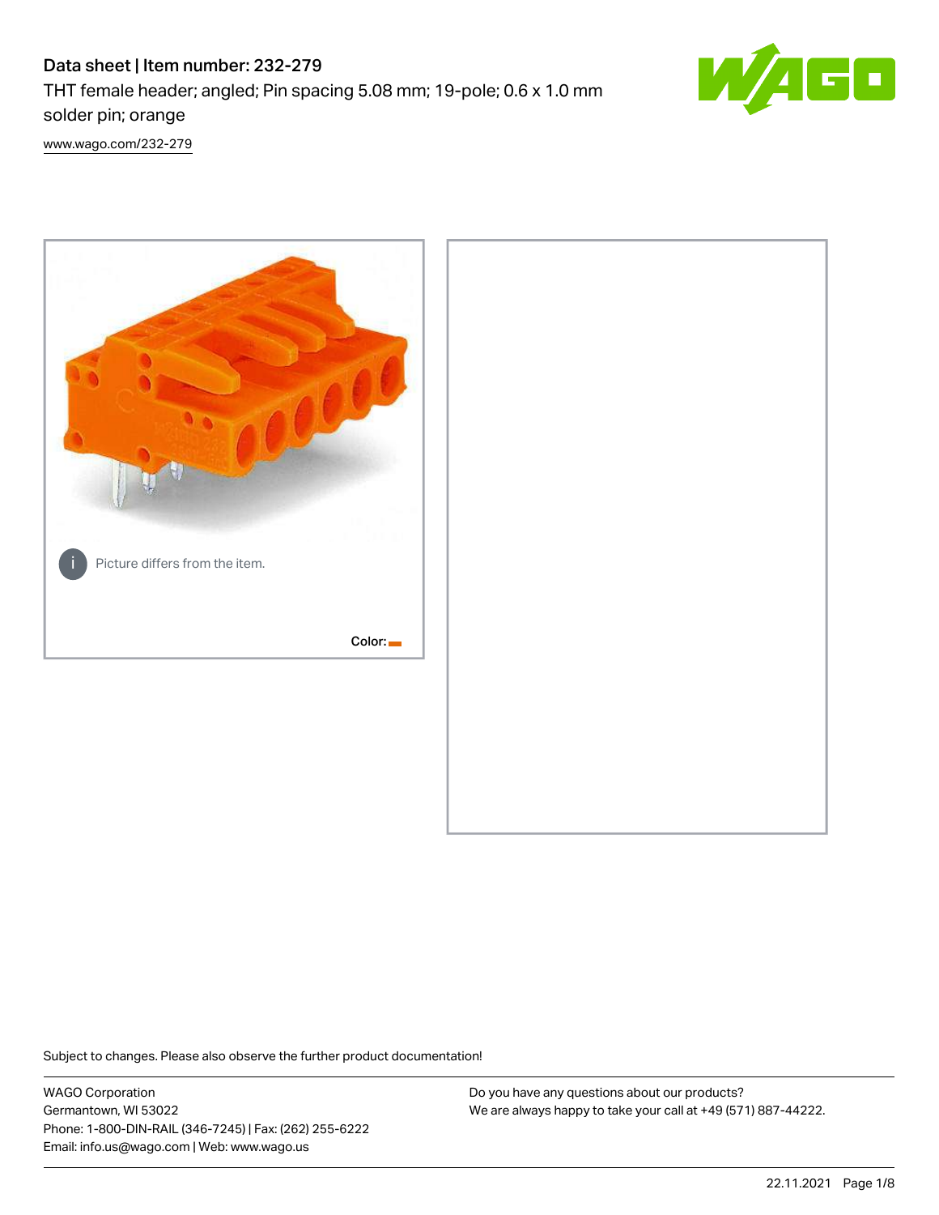# Data sheet | Item number: 232-279

THT female header; angled; Pin spacing 5.08 mm; 19-pole; 0.6 x 1.0 mm solder pin; orange

[www.wago.com/232-279](www.wago.com/232-279)

Picture differs from the item.

Color:

Subject to changes. Please also observe the further product documentation!

WAGO Corporation
Germantown, WI 53022
Phone: 1-800-DIN-RAIL (346-7245) | Fax: (262) 255-6222
Email: info.us@wago.com | Web: www.wago.us

Do you have any questions about our products?
We are always happy to take your call at +49 (571) 887-44222.

22.11.2021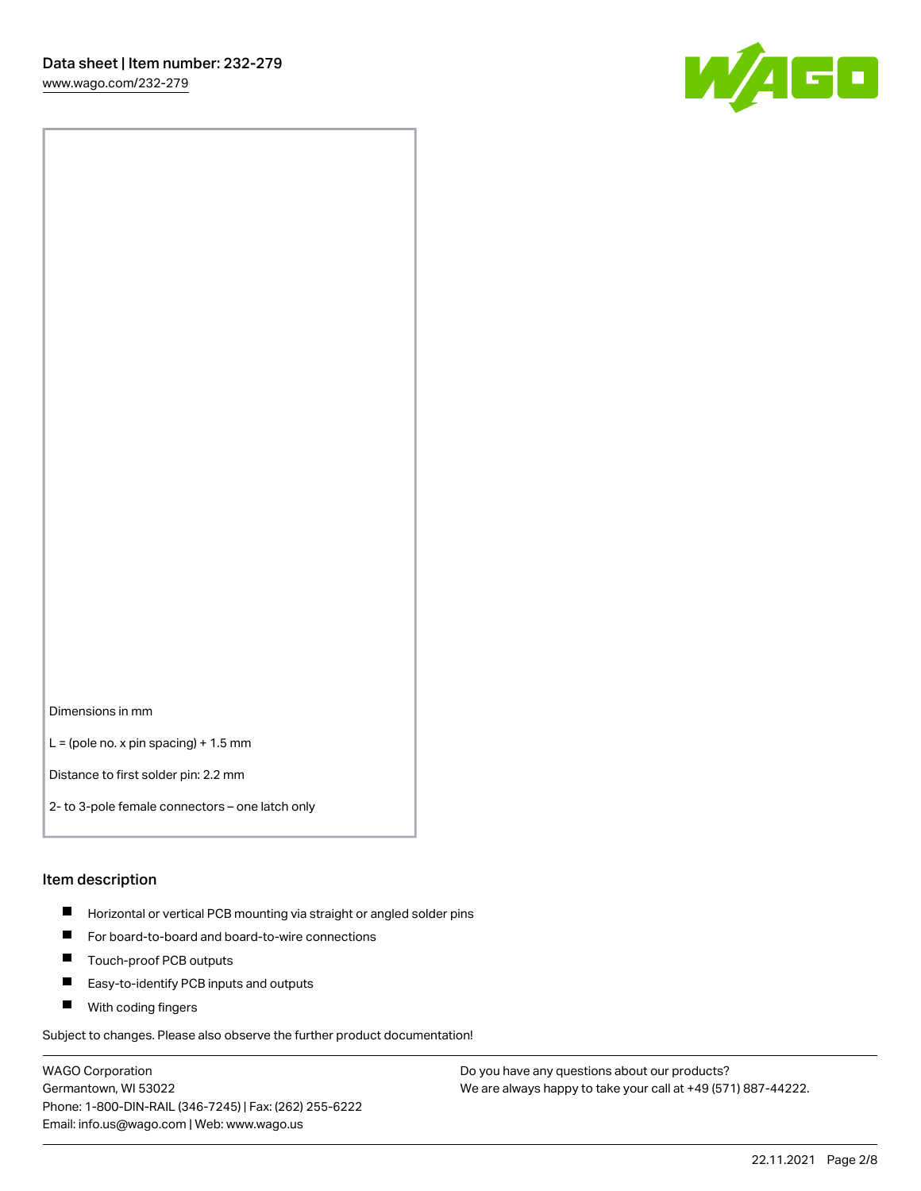Dimensions in mm

L = (pole no. x pin spacing) + 1.5 mm

Distance to first solder pin: 2.2 mm

2- to 3-pole female connectors – one latch only

## Item description

- Horizontal or vertical PCB mounting via straight or angled solder pins
- For board-to-board and board-to-wire connections
- Touch-proof PCB outputs
- Easy-to-identify PCB inputs and outputs
- With coding fingers

Subject to changes. Please also observe the further product documentation!

WAGO Corporation
Germantown, WI 53022
Phone: 1-800-DIN-RAIL (346-7245) | Fax: (262) 255-6222
Email: info.us@wago.com | Web: www.wago.us

Do you have any questions about our products?
We are always happy to take your call at +49 (571) 887-44222.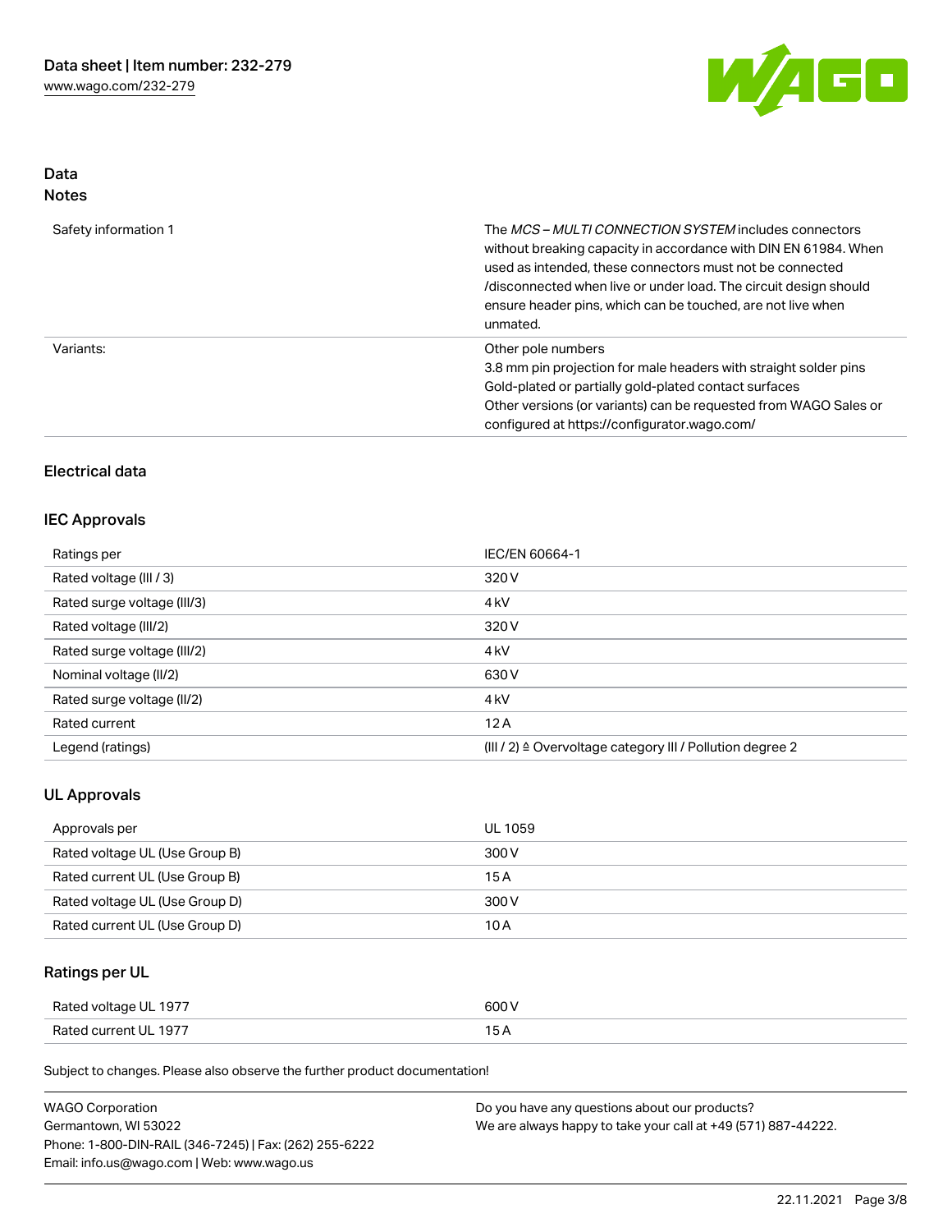## Data
### Notes

| | |
|---|---|
| Safety information 1 | The *MCS – MULTI CONNECTION SYSTEM* includes connectors without breaking capacity in accordance with DIN EN 61984. When used as intended, these connectors must not be connected /disconnected when live or under load. The circuit design should ensure header pins, which can be touched, are not live when unmated. |
| Variants: | Other pole numbers<br>3.8 mm pin projection for male headers with straight solder pins<br>Gold-plated or partially gold-plated contact surfaces<br>Other versions (or variants) can be requested from WAGO Sales or configured at https://configurator.wago.com/ |

## Electrical data

### IEC Approvals

| | |
|---|---|
| Ratings per | IEC/EN 60664-1 |
| Rated voltage (III / 3) | 320 V |
| Rated surge voltage (III/3) | 4 kV |
| Rated voltage (III/2) | 320 V |
| Rated surge voltage (III/2) | 4 kV |
| Nominal voltage (II/2) | 630 V |
| Rated surge voltage (II/2) | 4 kV |
| Rated current | 12 A |
| Legend (ratings) | (III / 2) ≙ Overvoltage category III / Pollution degree 2 |

### UL Approvals

| | |
|---|---|
| Approvals per | UL 1059 |
| Rated voltage UL (Use Group B) | 300 V |
| Rated current UL (Use Group B) | 15 A |
| Rated voltage UL (Use Group D) | 300 V |
| Rated current UL (Use Group D) | 10 A |

### Ratings per UL

| | |
|---|---|
| Rated voltage UL 1977 | 600 V |
| Rated current UL 1977 | 15 A |

Subject to changes. Please also observe the further product documentation!

WAGO Corporation
Germantown, WI 53022
Phone: 1-800-DIN-RAIL (346-7245) | Fax: (262) 255-6222
Email: info.us@wago.com | Web: www.wago.us

Do you have any questions about our products?
We are always happy to take your call at +49 (571) 887-44222.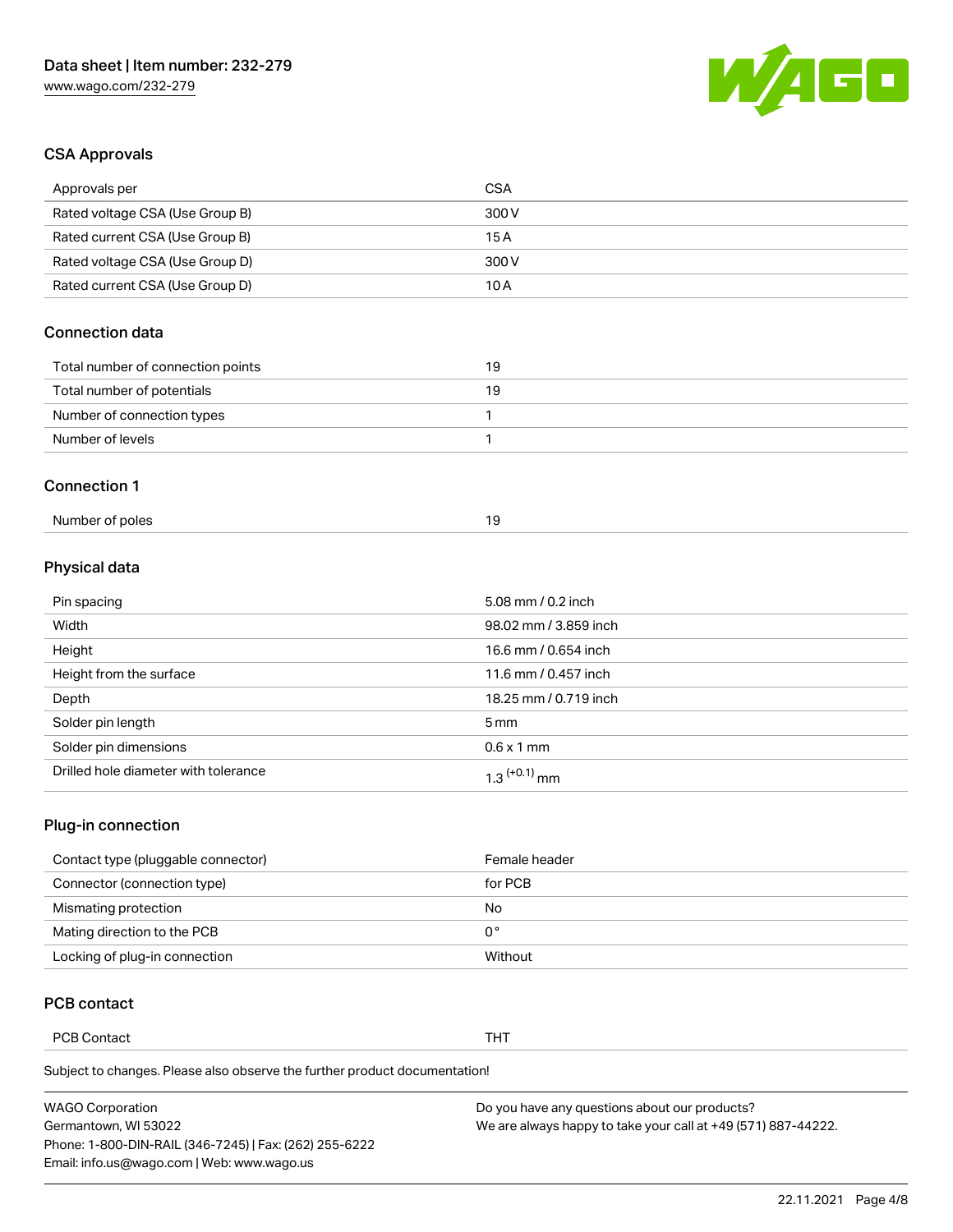## CSA Approvals

| | |
|---|---|
| Approvals per | CSA |
| Rated voltage CSA (Use Group B) | 300 V |
| Rated current CSA (Use Group B) | 15 A |
| Rated voltage CSA (Use Group D) | 300 V |
| Rated current CSA (Use Group D) | 10 A |

## Connection data

| | |
|---|---|
| Total number of connection points | 19 |
| Total number of potentials | 19 |
| Number of connection types | 1 |
| Number of levels | 1 |

## Connection 1

| | |
|---|---|
| Number of poles | 19 |

## Physical data

| | |
|---|---|
| Pin spacing | 5.08 mm / 0.2 inch |
| Width | 98.02 mm / 3.859 inch |
| Height | 16.6 mm / 0.654 inch |
| Height from the surface | 11.6 mm / 0.457 inch |
| Depth | 18.25 mm / 0.719 inch |
| Solder pin length | 5 mm |
| Solder pin dimensions | 0.6 x 1 mm |
| Drilled hole diameter with tolerance | $1.3^{(+0.1)}$ mm |

## Plug-in connection

| | |
|---|---|
| Contact type (pluggable connector) | Female header |
| Connector (connection type) | for PCB |
| Mismating protection | No |
| Mating direction to the PCB | 0 ° |
| Locking of plug-in connection | Without |

## PCB contact

| | |
|---|---|
| PCB Contact | THT |

Subject to changes. Please also observe the further product documentation!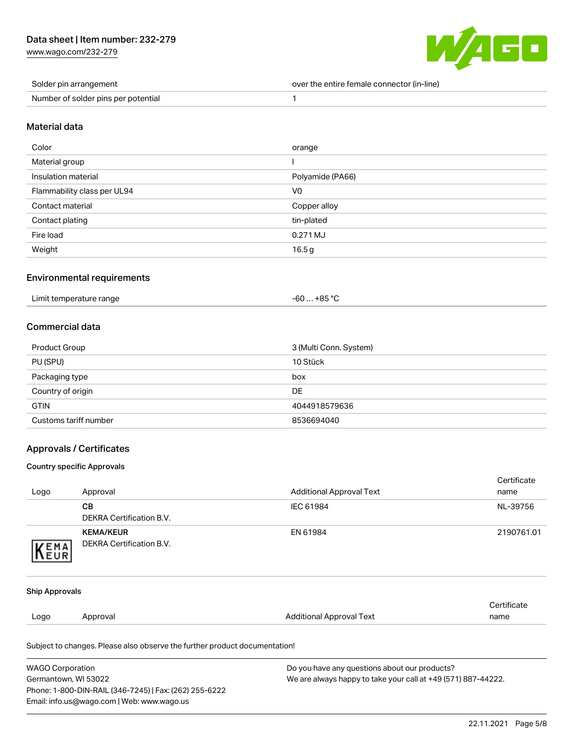| | |
|---|---|
| Solder pin arrangement | over the entire female connector (in-line) |
| Number of solder pins per potential | 1 |

## Material data

| | |
|---|---|
| Color | orange |
| Material group | I |
| Insulation material | Polyamide (PA66) |
| Flammability class per UL94 | V0 |
| Contact material | Copper alloy |
| Contact plating | tin-plated |
| Fire load | 0.271 MJ |
| Weight | 16.5 g |

## Environmental requirements

| | |
|---|---|
| Limit temperature range | -60 … +85 °C |

## Commercial data

| | |
|---|---|
| Product Group | 3 (Multi Conn. System) |
| PU (SPU) | 10 Stück |
| Packaging type | box |
| Country of origin | DE |
| GTIN | 4044918579636 |
| Customs tariff number | 8536694040 |

## Approvals / Certificates

### Country specific Approvals

| Logo | Approval | Additional Approval Text | Certificate name |
|---|---|---|---|
| | **CB**<br>DEKRA Certification B.V. | IEC 61984 | NL-39756 |
| KEMA EUR | **KEMA/KEUR**<br>DEKRA Certification B.V. | EN 61984 | 2190761.01 |

### Ship Approvals

| Logo | Approval | Additional Approval Text | Certificate name |
|---|---|---|---|

Subject to changes. Please also observe the further product documentation!

WAGO Corporation
Germantown, WI 53022
Phone: 1-800-DIN-RAIL (346-7245) | Fax: (262) 255-6222
Email: info.us@wago.com | Web: www.wago.us

Do you have any questions about our products?
We are always happy to take your call at +49 (571) 887-44222.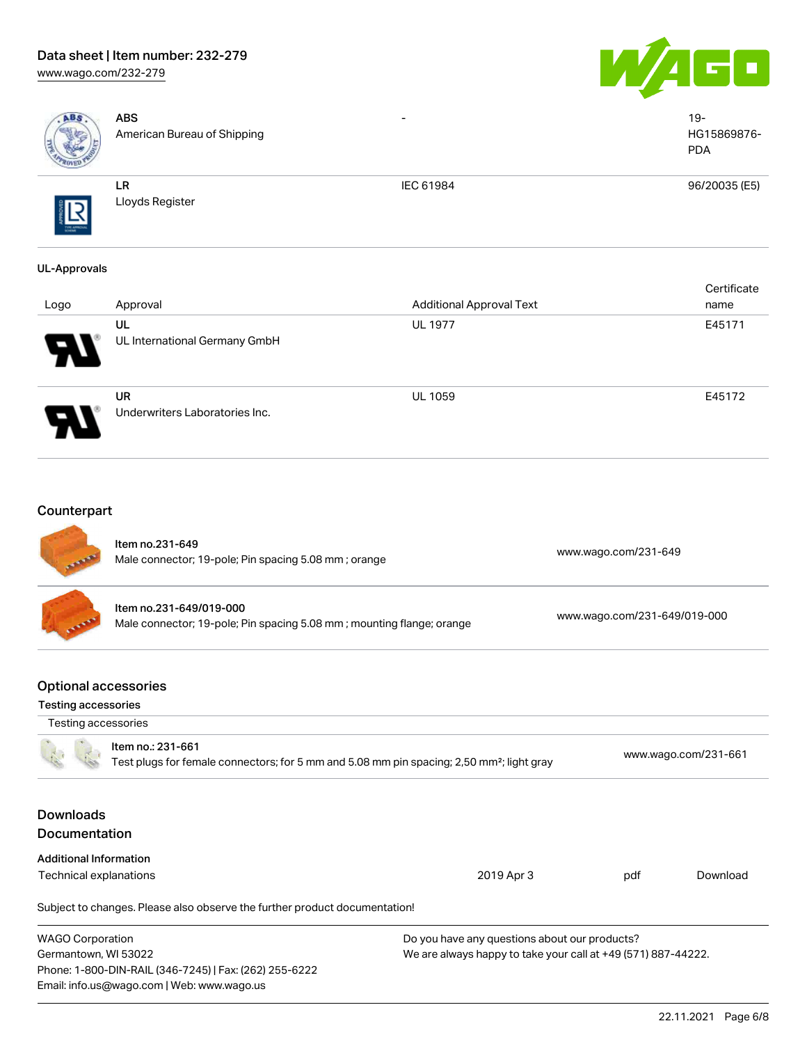| | | | |
|---|---|---|---|
| | **ABS**<br>American Bureau of Shipping | - | 19-HG15869876-PDA |
| | **LR**<br>Lloyds Register | IEC 61984 | 96/20035 (E5) |

### UL-Approvals

| Logo | Approval | Additional Approval Text | Certificate name |
|---|---|---|---|
| | **UL**<br>UL International Germany GmbH | UL 1977 | E45171 |
| | **UR**<br>Underwriters Laboratories Inc. | UL 1059 | E45172 |

## Counterpart

| | | |
|---|---|---|
| | **Item no.231-649**<br>Male connector; 19-pole; Pin spacing 5.08 mm ; orange | www.wago.com/231-649 |
| | **Item no.231-649/019-000**<br>Male connector; 19-pole; Pin spacing 5.08 mm ; mounting flange; orange | www.wago.com/231-649/019-000 |

## Optional accessories

### Testing accessories

| Testing accessories | | |
|---|---|---|
| | **Item no.: 231-661**<br>Test plugs for female connectors; for 5 mm and 5.08 mm pin spacing; 2,50 mm²; light gray | www.wago.com/231-661 |

## Downloads

## Documentation

### Additional Information

| | | | |
|---|---|---|---|
| Technical explanations | 2019 Apr 3 | pdf | Download |

Subject to changes. Please also observe the further product documentation!

WAGO Corporation
Germantown, WI 53022
Phone: 1-800-DIN-RAIL (346-7245) | Fax: (262) 255-6222
Email: info.us@wago.com | Web: www.wago.us

Do you have any questions about our products?
We are always happy to take your call at +49 (571) 887-44222.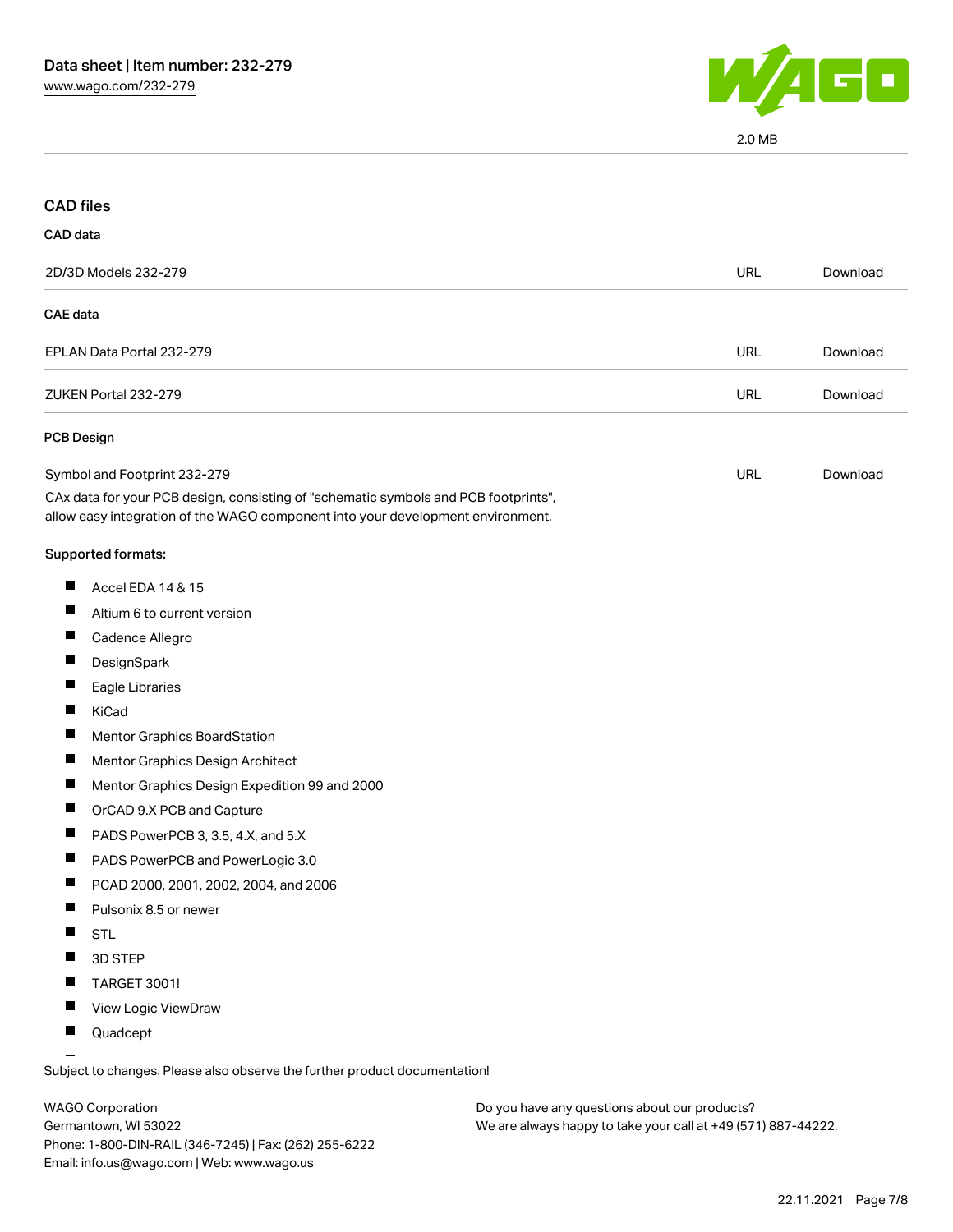2.0 MB

## CAD files

### CAD data

| | | |
|---|---|---|
| 2D/3D Models 232-279 | URL | Download |

### CAE data

| | | |
|---|---|---|
| EPLAN Data Portal 232-279 | URL | Download |
| ZUKEN Portal 232-279 | URL | Download |

### PCB Design

| | | |
|---|---|---|
| Symbol and Footprint 232-279 | URL | Download |

CAx data for your PCB design, consisting of "schematic symbols and PCB footprints", allow easy integration of the WAGO component into your development environment.

Supported formats:

- Accel EDA 14 & 15
- Altium 6 to current version
- Cadence Allegro
- DesignSpark
- Eagle Libraries
- KiCad
- Mentor Graphics BoardStation
- Mentor Graphics Design Architect
- Mentor Graphics Design Expedition 99 and 2000
- OrCAD 9.X PCB and Capture
- PADS PowerPCB 3, 3.5, 4.X, and 5.X
- PADS PowerPCB and PowerLogic 3.0
- PCAD 2000, 2001, 2002, 2004, and 2006
- Pulsonix 8.5 or newer
- STL
- 3D STEP
- TARGET 3001!
- View Logic ViewDraw
- Quadcept

Subject to changes. Please also observe the further product documentation!

WAGO Corporation
Germantown, WI 53022
Phone: 1-800-DIN-RAIL (346-7245) | Fax: (262) 255-6222
Email: info.us@wago.com | Web: www.wago.us

Do you have any questions about our products?
We are always happy to take your call at +49 (571) 887-44222.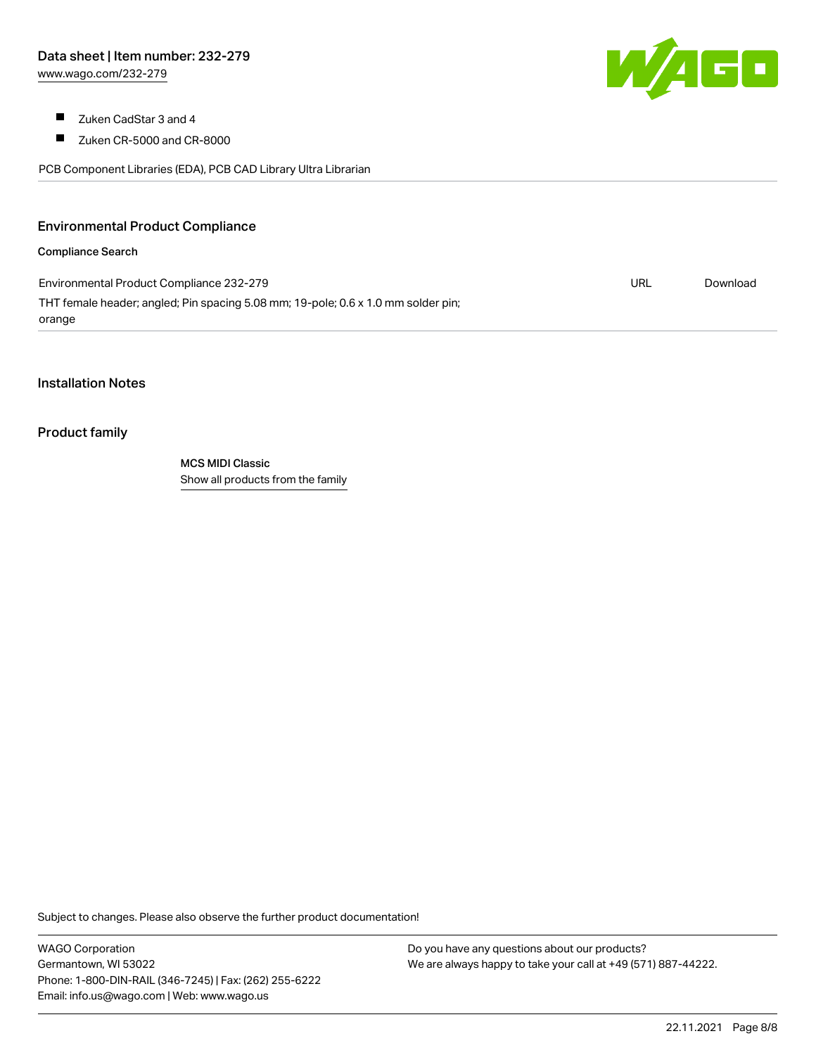- Zuken CadStar 3 and 4
- Zuken CR-5000 and CR-8000

PCB Component Libraries (EDA), PCB CAD Library Ultra Librarian

## Environmental Product Compliance

### Compliance Search

| | | |
|---|---|---|
| Environmental Product Compliance 232-279<br>THT female header; angled; Pin spacing 5.08 mm; 19-pole; 0.6 x 1.0 mm solder pin; orange | URL | Download |

## Installation Notes

## Product family

MCS MIDI Classic
Show all products from the family

Subject to changes. Please also observe the further product documentation!

WAGO Corporation
Germantown, WI 53022
Phone: 1-800-DIN-RAIL (346-7245) | Fax: (262) 255-6222
Email: info.us@wago.com | Web: www.wago.us

Do you have any questions about our products?
We are always happy to take your call at +49 (571) 887-44222.